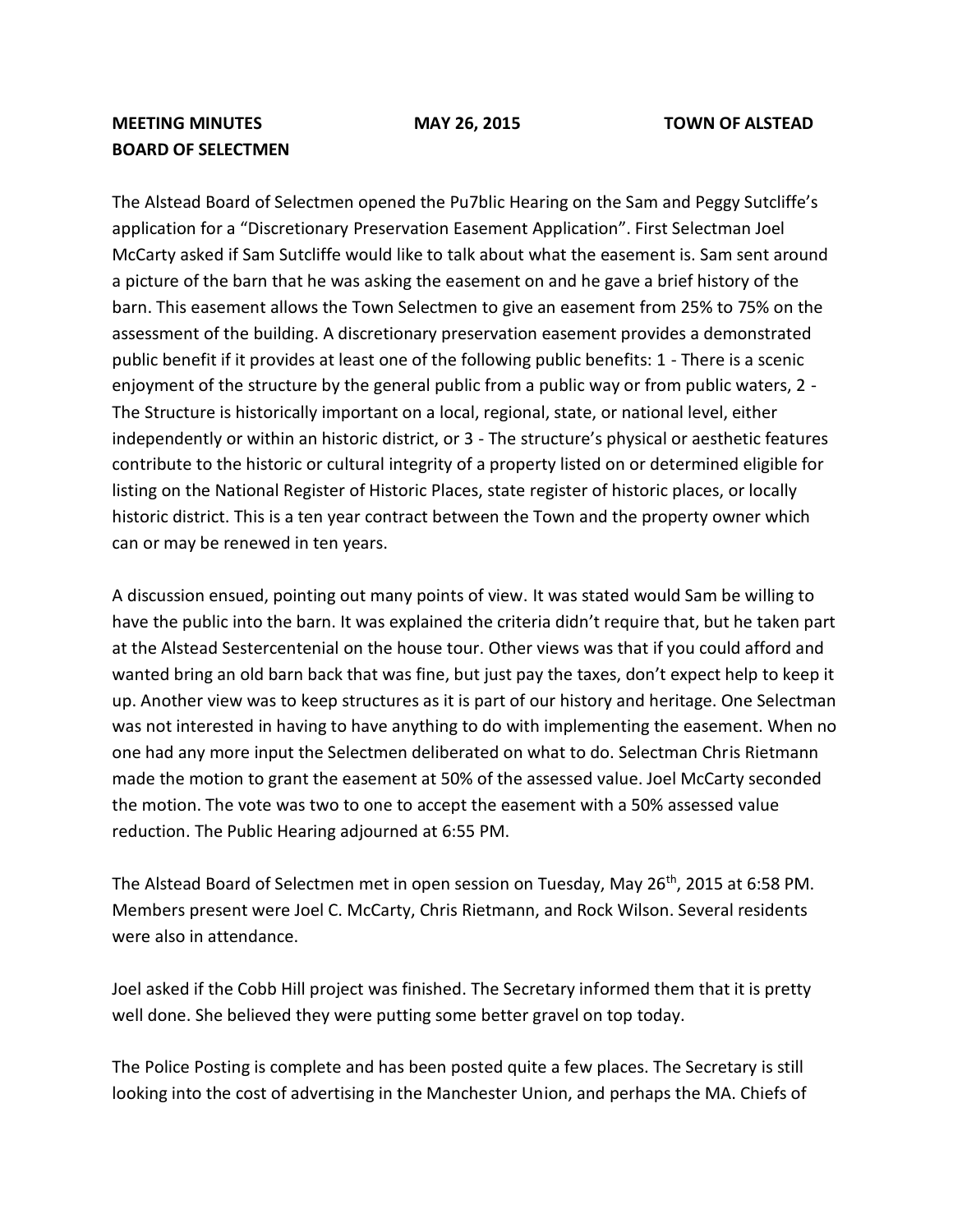**MEETING MINUTES** **MAY 26, 2015** **TOWN OF ALSTEAD**
**BOARD OF SELECTMEN**

The Alstead Board of Selectmen opened the Pu7blic Hearing on the Sam and Peggy Sutcliffe's application for a "Discretionary Preservation Easement Application". First Selectman Joel McCarty asked if Sam Sutcliffe would like to talk about what the easement is. Sam sent around a picture of the barn that he was asking the easement on and he gave a brief history of the barn. This easement allows the Town Selectmen to give an easement from 25% to 75% on the assessment of the building. A discretionary preservation easement provides a demonstrated public benefit if it provides at least one of the following public benefits: 1 - There is a scenic enjoyment of the structure by the general public from a public way or from public waters, 2 - The Structure is historically important on a local, regional, state, or national level, either independently or within an historic district, or 3 - The structure's physical or aesthetic features contribute to the historic or cultural integrity of a property listed on or determined eligible for listing on the National Register of Historic Places, state register of historic places, or locally historic district. This is a ten year contract between the Town and the property owner which can or may be renewed in ten years.

A discussion ensued, pointing out many points of view. It was stated would Sam be willing to have the public into the barn. It was explained the criteria didn't require that, but he taken part at the Alstead Sestercentenial on the house tour. Other views was that if you could afford and wanted bring an old barn back that was fine, but just pay the taxes, don't expect help to keep it up. Another view was to keep structures as it is part of our history and heritage. One Selectman was not interested in having to have anything to do with implementing the easement. When no one had any more input the Selectmen deliberated on what to do. Selectman Chris Rietmann made the motion to grant the easement at 50% of the assessed value. Joel McCarty seconded the motion. The vote was two to one to accept the easement with a 50% assessed value reduction. The Public Hearing adjourned at 6:55 PM.

The Alstead Board of Selectmen met in open session on Tuesday, May 26th, 2015 at 6:58 PM. Members present were Joel C. McCarty, Chris Rietmann, and Rock Wilson. Several residents were also in attendance.

Joel asked if the Cobb Hill project was finished. The Secretary informed them that it is pretty well done. She believed they were putting some better gravel on top today.

The Police Posting is complete and has been posted quite a few places. The Secretary is still looking into the cost of advertising in the Manchester Union, and perhaps the MA. Chiefs of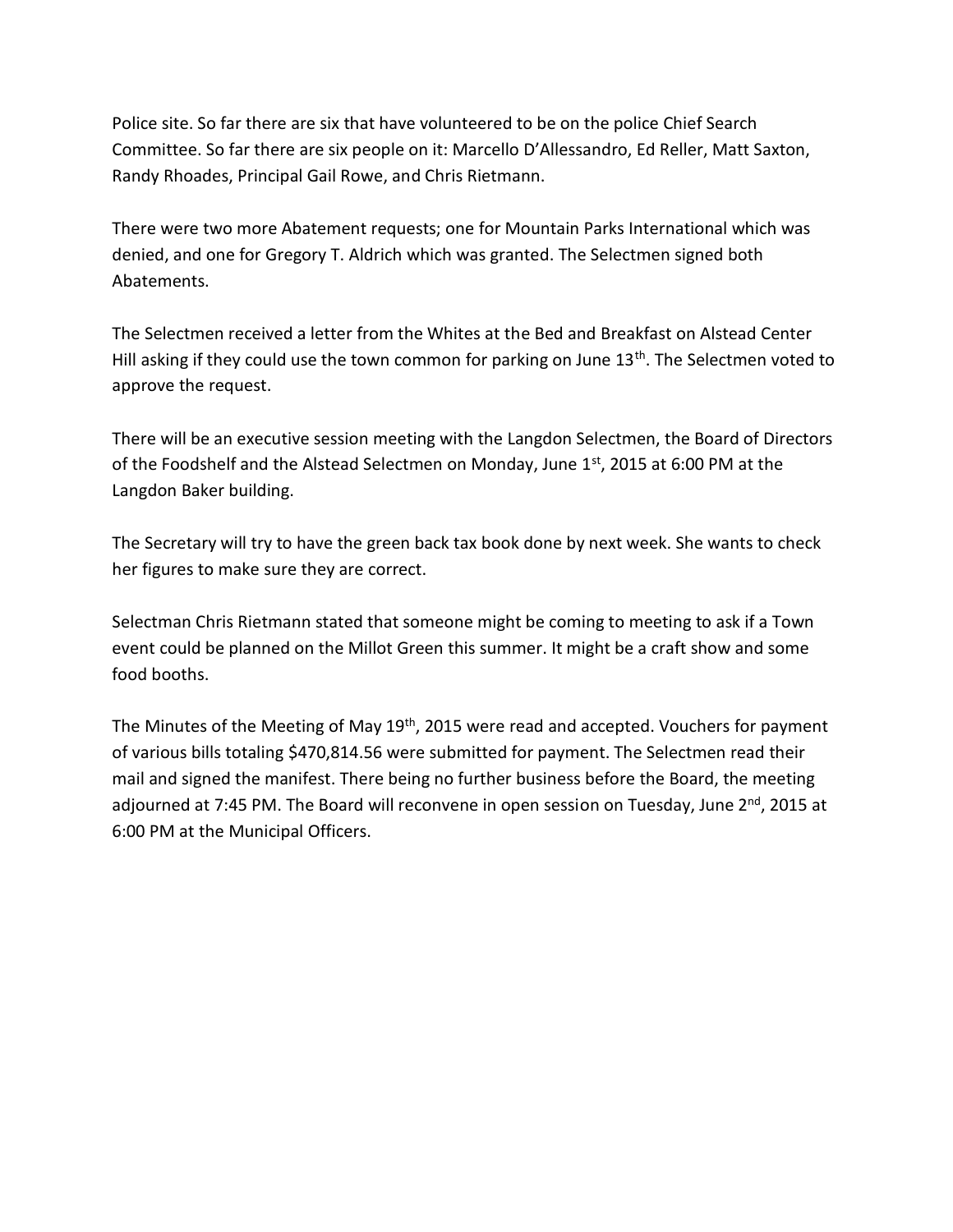Police site. So far there are six that have volunteered to be on the police Chief Search Committee. So far there are six people on it: Marcello D'Allessandro, Ed Reller, Matt Saxton, Randy Rhoades, Principal Gail Rowe, and Chris Rietmann.

There were two more Abatement requests; one for Mountain Parks International which was denied, and one for Gregory T. Aldrich which was granted. The Selectmen signed both Abatements.

The Selectmen received a letter from the Whites at the Bed and Breakfast on Alstead Center Hill asking if they could use the town common for parking on June 13th. The Selectmen voted to approve the request.

There will be an executive session meeting with the Langdon Selectmen, the Board of Directors of the Foodshelf and the Alstead Selectmen on Monday, June 1st, 2015 at 6:00 PM at the Langdon Baker building.

The Secretary will try to have the green back tax book done by next week. She wants to check her figures to make sure they are correct.

Selectman Chris Rietmann stated that someone might be coming to meeting to ask if a Town event could be planned on the Millot Green this summer. It might be a craft show and some food booths.

The Minutes of the Meeting of May 19th, 2015 were read and accepted. Vouchers for payment of various bills totaling $470,814.56 were submitted for payment. The Selectmen read their mail and signed the manifest. There being no further business before the Board, the meeting adjourned at 7:45 PM. The Board will reconvene in open session on Tuesday, June 2nd, 2015 at 6:00 PM at the Municipal Officers.